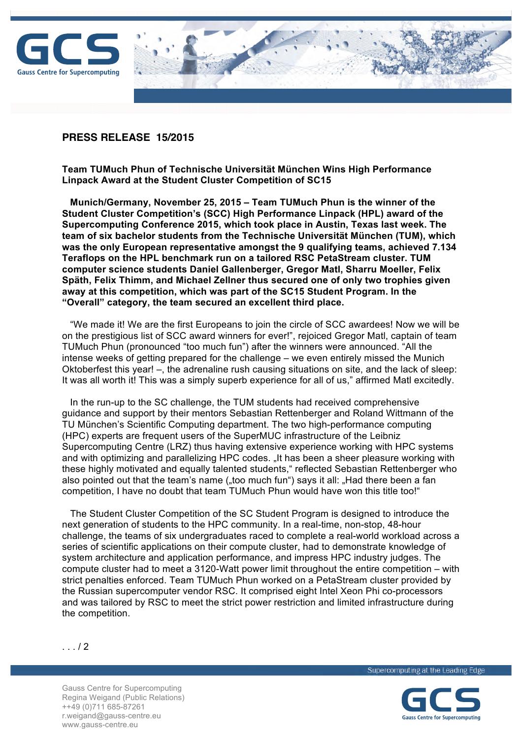**PRESS RELEASE 15/2015**

**Team TUMuch Phun of Technische Universität München Wins High Performance Linpack Award at the Student Cluster Competition of SC15**

**Munich/Germany, November 25, 2015 – Team TUMuch Phun is the winner of the Student Cluster Competition's (SCC) High Performance Linpack (HPL) award of the Supercomputing Conference 2015, which took place in Austin, Texas last week. The team of six bachelor students from the Technische Universität München (TUM), which was the only European representative amongst the 9 qualifying teams, achieved 7.134 Teraflops on the HPL benchmark run on a tailored RSC PetaStream cluster. TUM computer science students Daniel Gallenberger, Gregor Matl, Sharru Moeller, Felix Späth, Felix Thimm, and Michael Zellner thus secured one of only two trophies given away at this competition, which was part of the SC15 Student Program. In the "Overall" category, the team secured an excellent third place.**

"We made it! We are the first Europeans to join the circle of SCC awardees! Now we will be on the prestigious list of SCC award winners for ever!", rejoiced Gregor Matl, captain of team TUMuch Phun (pronounced "too much fun") after the winners were announced. "All the intense weeks of getting prepared for the challenge – we even entirely missed the Munich Oktoberfest this year! –, the adrenaline rush causing situations on site, and the lack of sleep: It was all worth it! This was a simply superb experience for all of us," affirmed Matl excitedly.

In the run-up to the SC challenge, the TUM students had received comprehensive guidance and support by their mentors Sebastian Rettenberger and Roland Wittmann of the TU München's Scientific Computing department. The two high-performance computing (HPC) experts are frequent users of the SuperMUC infrastructure of the Leibniz Supercomputing Centre (LRZ) thus having extensive experience working with HPC systems and with optimizing and parallelizing HPC codes. „It has been a sheer pleasure working with these highly motivated and equally talented students," reflected Sebastian Rettenberger who also pointed out that the team's name („too much fun") says it all: „Had there been a fan competition, I have no doubt that team TUMuch Phun would have won this title too!"

The Student Cluster Competition of the SC Student Program is designed to introduce the next generation of students to the HPC community. In a real-time, non-stop, 48-hour challenge, the teams of six undergraduates raced to complete a real-world workload across a series of scientific applications on their compute cluster, had to demonstrate knowledge of system architecture and application performance, and impress HPC industry judges. The compute cluster had to meet a 3120-Watt power limit throughout the entire competition – with strict penalties enforced. Team TUMuch Phun worked on a PetaStream cluster provided by the Russian supercomputer vendor RSC. It comprised eight Intel Xeon Phi co-processors and was tailored by RSC to meet the strict power restriction and limited infrastructure during the competition.

. . . / 2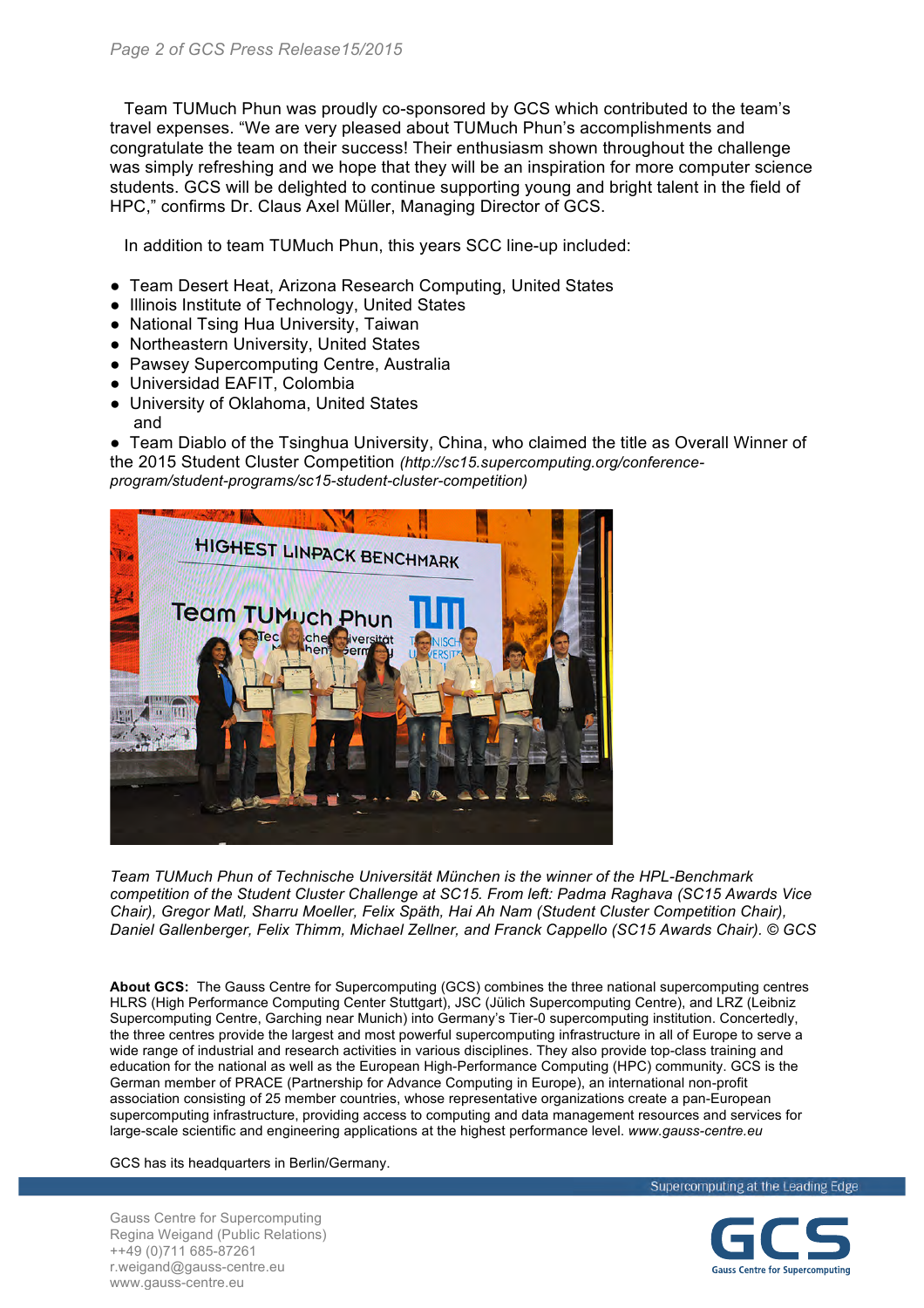Team TUMuch Phun was proudly co-sponsored by GCS which contributed to the team's travel expenses. "We are very pleased about TUMuch Phun's accomplishments and congratulate the team on their success! Their enthusiasm shown throughout the challenge was simply refreshing and we hope that they will be an inspiration for more computer science students. GCS will be delighted to continue supporting young and bright talent in the field of HPC," confirms Dr. Claus Axel Müller, Managing Director of GCS.

In addition to team TUMuch Phun, this years SCC line-up included:

- Team Desert Heat, Arizona Research Computing, United States
- Illinois Institute of Technology, United States
- National Tsing Hua University, Taiwan
- Northeastern University, United States
- Pawsey Supercomputing Centre, Australia
- Universidad EAFIT, Colombia
- University of Oklahoma, United States
  and
- Team Diablo of the Tsinghua University, China, who claimed the title as Overall Winner of the 2015 Student Cluster Competition *(http://sc15.supercomputing.org/conference-program/student-programs/sc15-student-cluster-competition)*

*Team TUMuch Phun of Technische Universität München is the winner of the HPL-Benchmark competition of the Student Cluster Challenge at SC15. From left: Padma Raghava (SC15 Awards Vice Chair), Gregor Matl, Sharru Moeller, Felix Späth, Hai Ah Nam (Student Cluster Competition Chair), Daniel Gallenberger, Felix Thimm, Michael Zellner, and Franck Cappello (SC15 Awards Chair). © GCS*

**About GCS:** The Gauss Centre for Supercomputing (GCS) combines the three national supercomputing centres HLRS (High Performance Computing Center Stuttgart), JSC (Jülich Supercomputing Centre), and LRZ (Leibniz Supercomputing Centre, Garching near Munich) into Germany's Tier-0 supercomputing institution. Concertedly, the three centres provide the largest and most powerful supercomputing infrastructure in all of Europe to serve a wide range of industrial and research activities in various disciplines. They also provide top-class training and education for the national as well as the European High-Performance Computing (HPC) community. GCS is the German member of PRACE (Partnership for Advance Computing in Europe), an international non-profit association consisting of 25 member countries, whose representative organizations create a pan-European supercomputing infrastructure, providing access to computing and data management resources and services for large-scale scientific and engineering applications at the highest performance level. *www.gauss-centre.eu*

GCS has its headquarters in Berlin/Germany.

Gauss Centre for Supercomputing
Regina Weigand (Public Relations)
++49 (0)711 685-87261
r.weigand@gauss-centre.eu
www.gauss-centre.eu